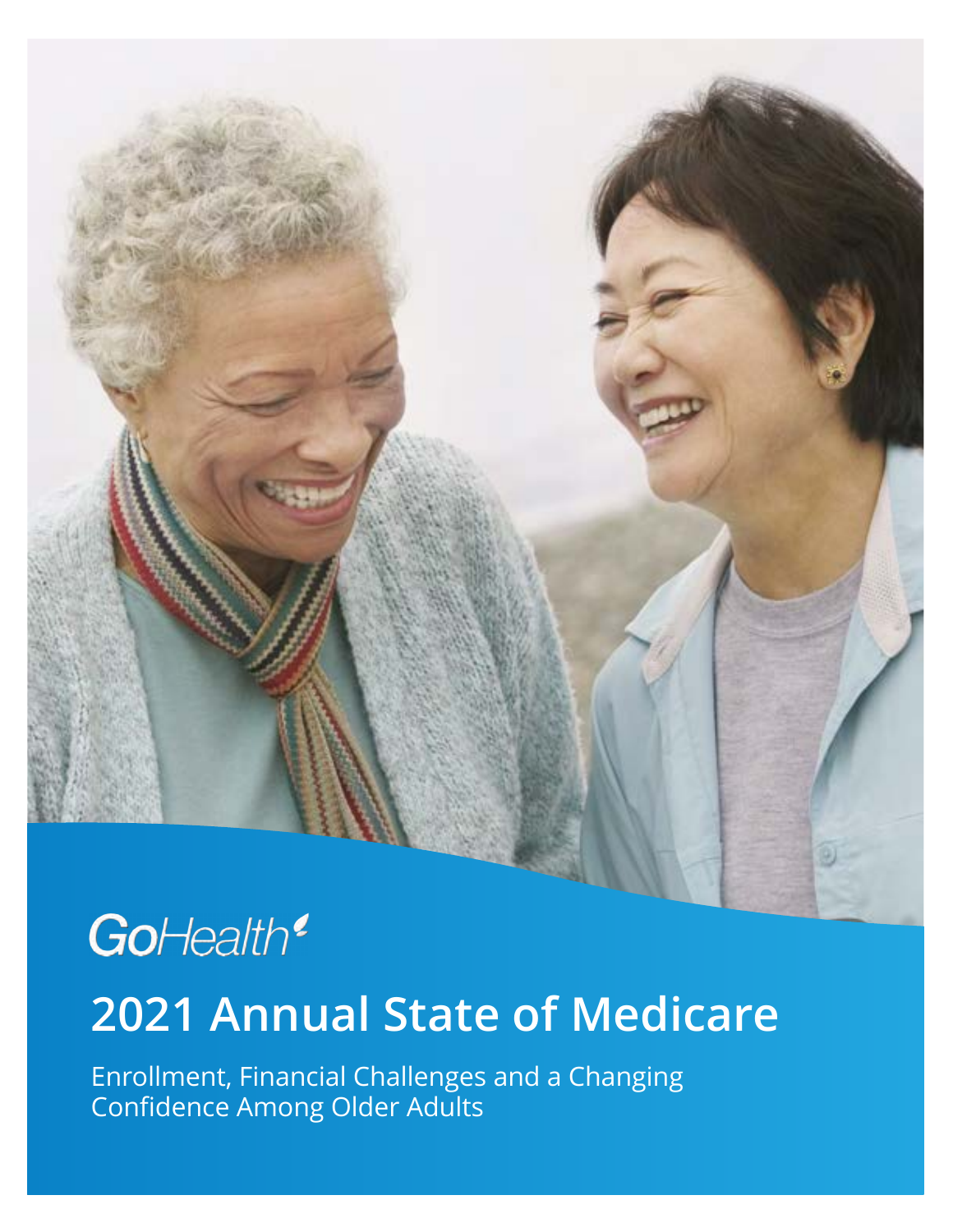GoHealth

# 2021 Annual State of Medicare

Enrollment, Financial Challenges and a Changing Confidence Among Older Adults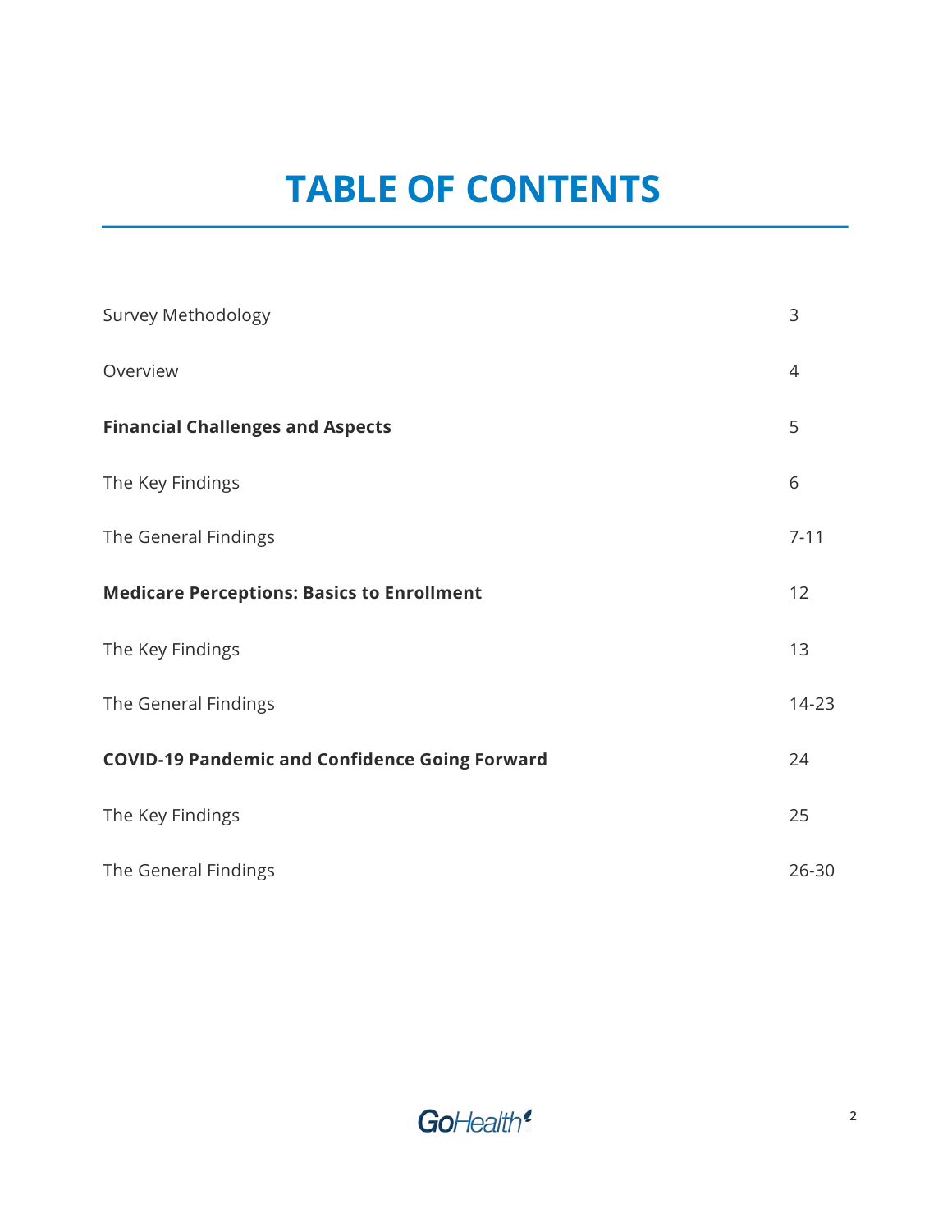# TABLE OF CONTENTS

| | |
|---|---|
| Survey Methodology | 3 |
| Overview | 4 |
| **Financial Challenges and Aspects** | 5 |
| The Key Findings | 6 |
| The General Findings | 7-11 |
| **Medicare Perceptions: Basics to Enrollment** | 12 |
| The Key Findings | 13 |
| The General Findings | 14-23 |
| **COVID-19 Pandemic and Confidence Going Forward** | 24 |
| The Key Findings | 25 |
| The General Findings | 26-30 |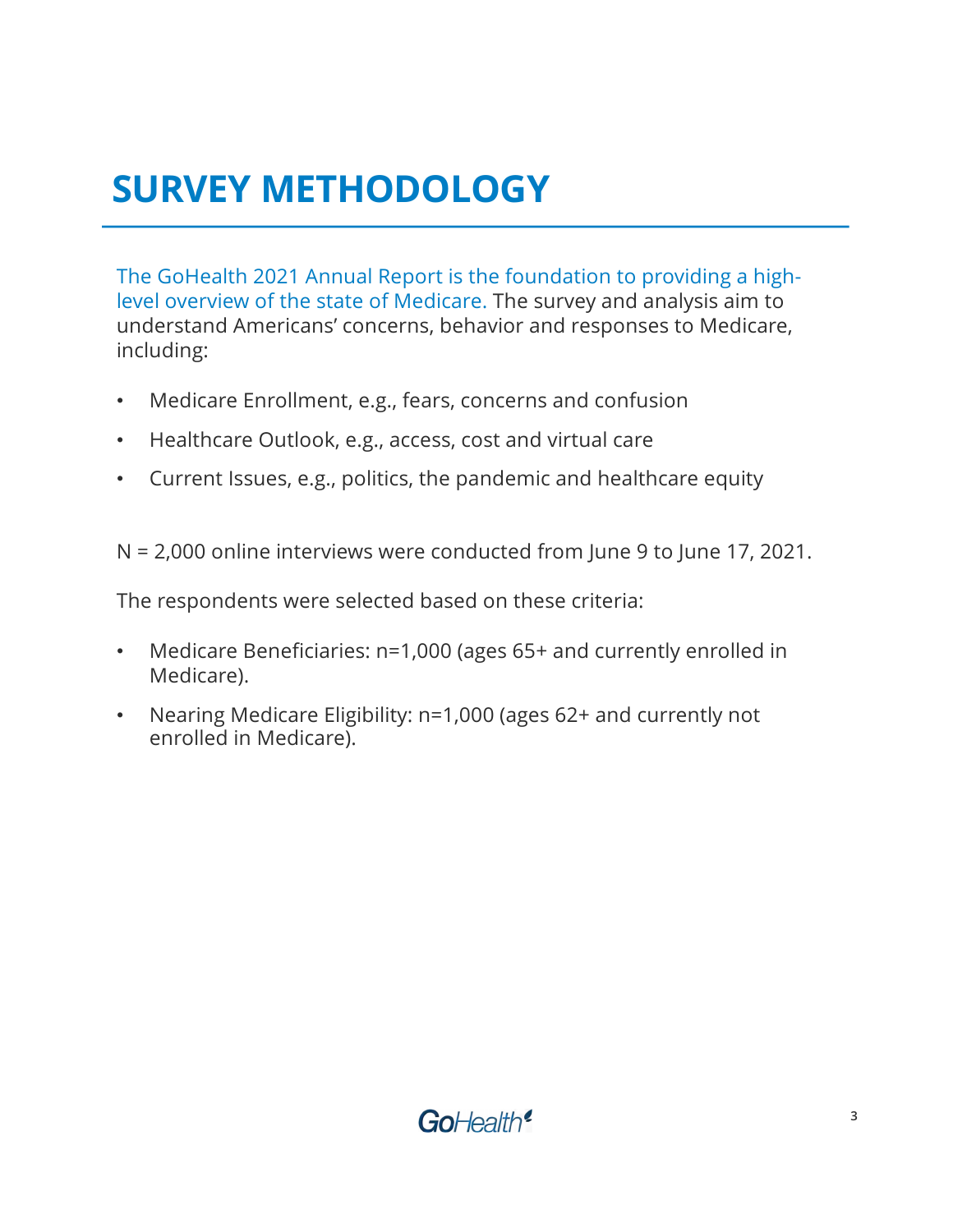# SURVEY METHODOLOGY

The GoHealth 2021 Annual Report is the foundation to providing a high-level overview of the state of Medicare. The survey and analysis aim to understand Americans' concerns, behavior and responses to Medicare, including:

- Medicare Enrollment, e.g., fears, concerns and confusion
- Healthcare Outlook, e.g., access, cost and virtual care
- Current Issues, e.g., politics, the pandemic and healthcare equity

N = 2,000 online interviews were conducted from June 9 to June 17, 2021.

The respondents were selected based on these criteria:

- Medicare Beneficiaries: n=1,000 (ages 65+ and currently enrolled in Medicare).
- Nearing Medicare Eligibility: n=1,000 (ages 62+ and currently not enrolled in Medicare).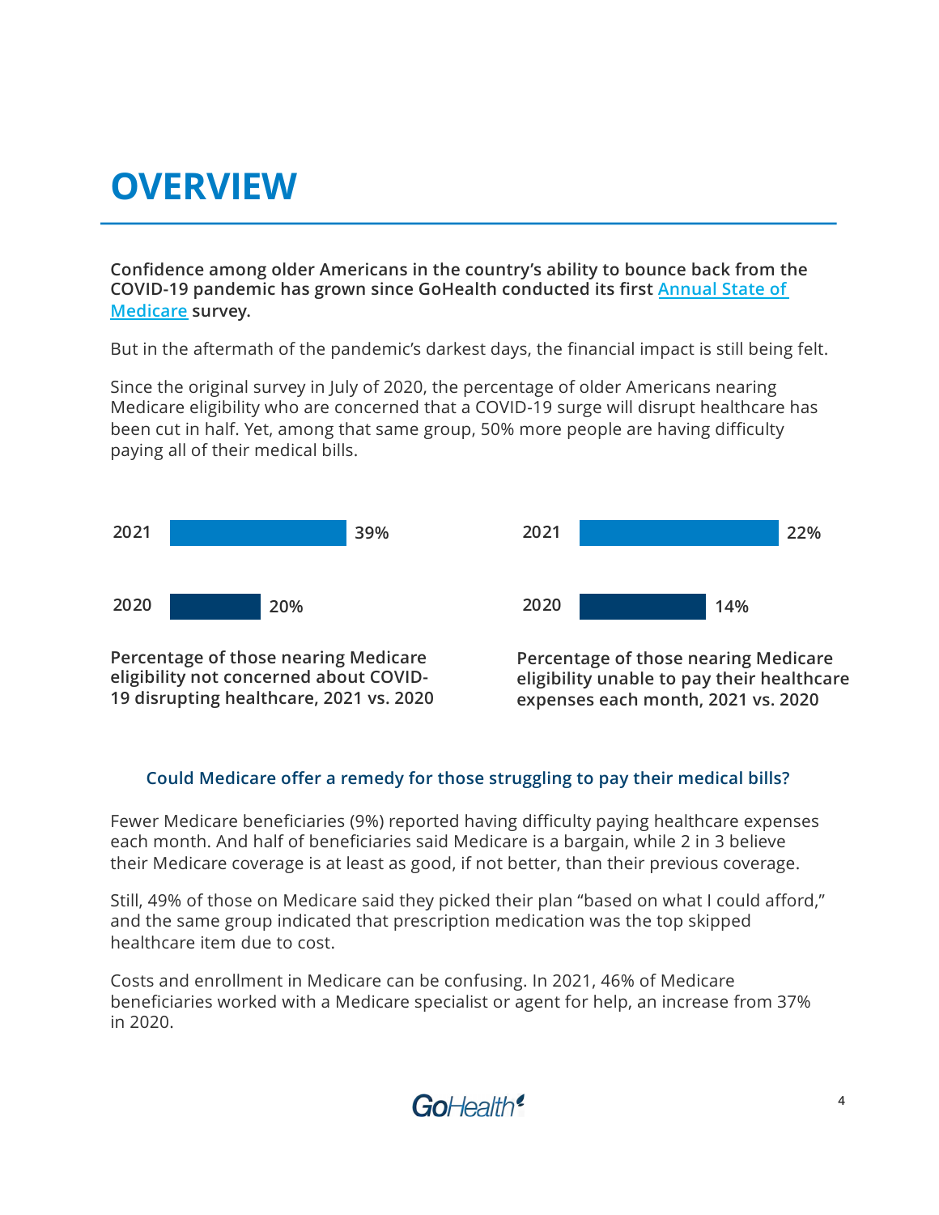# OVERVIEW

**Confidence among older Americans in the country's ability to bounce back from the COVID-19 pandemic has grown since GoHealth conducted its first Annual State of Medicare survey.**

But in the aftermath of the pandemic's darkest days, the financial impact is still being felt.

Since the original survey in July of 2020, the percentage of older Americans nearing Medicare eligibility who are concerned that a COVID-19 surge will disrupt healthcare has been cut in half. Yet, among that same group, 50% more people are having difficulty paying all of their medical bills.

| Year | % |
|---|---|
| 2021 | 39% |
| 2020 | 20% |

**Percentage of those nearing Medicare eligibility not concerned about COVID-19 disrupting healthcare, 2021 vs. 2020**

| Year | % |
|---|---|
| 2021 | 22% |
| 2020 | 14% |

**Percentage of those nearing Medicare eligibility unable to pay their healthcare expenses each month, 2021 vs. 2020**

### Could Medicare offer a remedy for those struggling to pay their medical bills?

Fewer Medicare beneficiaries (9%) reported having difficulty paying healthcare expenses each month. And half of beneficiaries said Medicare is a bargain, while 2 in 3 believe their Medicare coverage is at least as good, if not better, than their previous coverage.

Still, 49% of those on Medicare said they picked their plan "based on what I could afford," and the same group indicated that prescription medication was the top skipped healthcare item due to cost.

Costs and enrollment in Medicare can be confusing. In 2021, 46% of Medicare beneficiaries worked with a Medicare specialist or agent for help, an increase from 37% in 2020.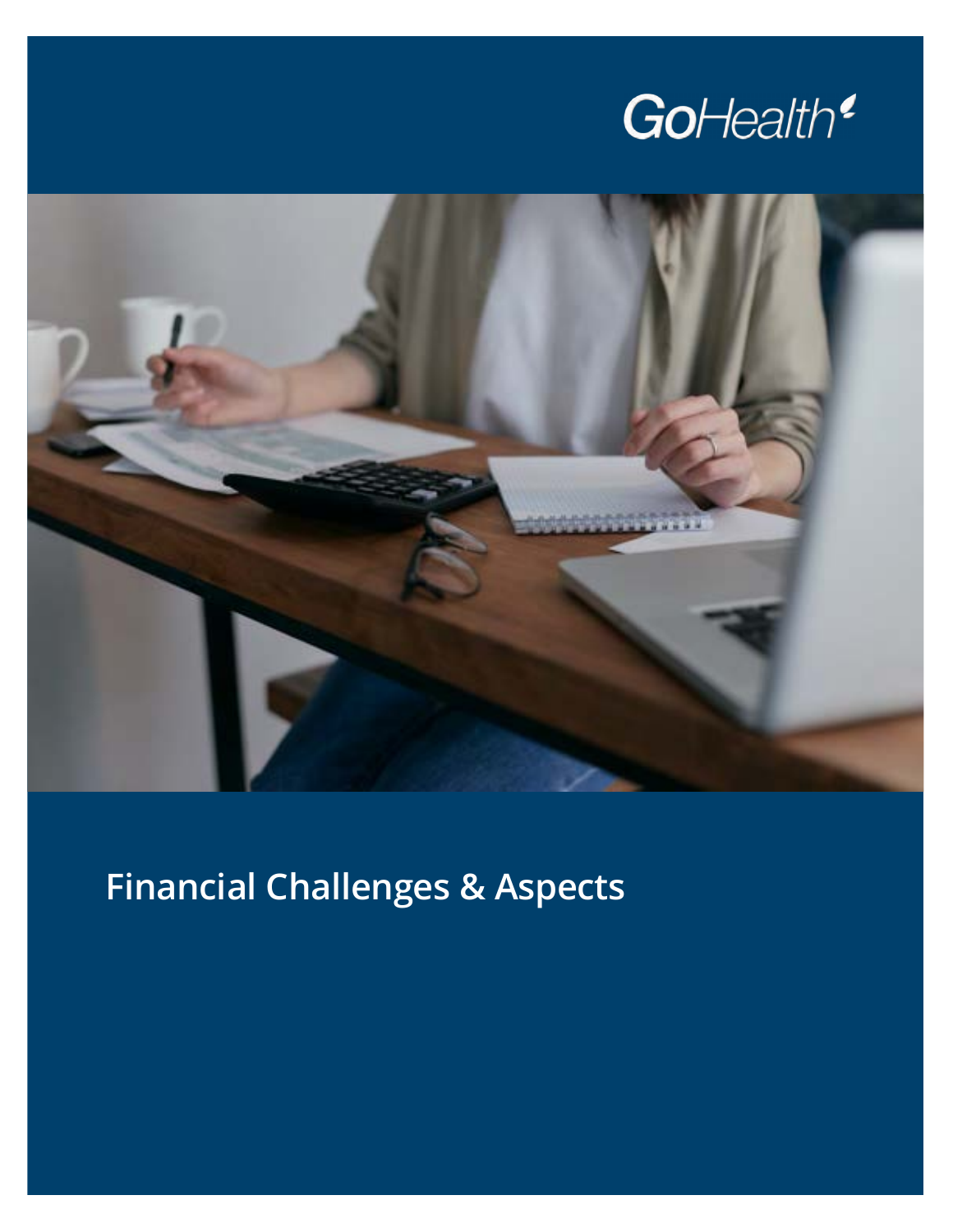GoHealth

# Financial Challenges & Aspects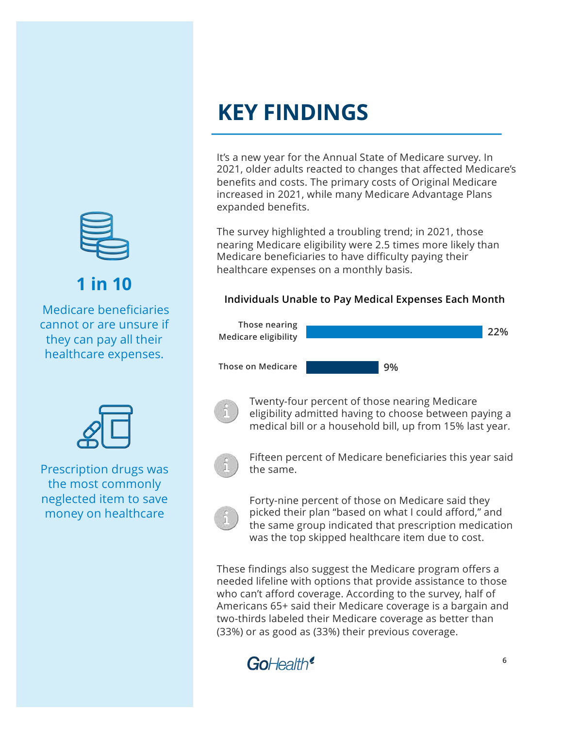# KEY FINDINGS

It's a new year for the Annual State of Medicare survey. In 2021, older adults reacted to changes that affected Medicare's benefits and costs. The primary costs of Original Medicare increased in 2021, while many Medicare Advantage Plans expanded benefits.

The survey highlighted a troubling trend; in 2021, those nearing Medicare eligibility were 2.5 times more likely than Medicare beneficiaries to have difficulty paying their healthcare expenses on a monthly basis.

**Individuals Unable to Pay Medical Expenses Each Month**

| Group | Percent |
|---|---|
| Those nearing Medicare eligibility | 22% |
| Those on Medicare | 9% |

- Twenty-four percent of those nearing Medicare eligibility admitted having to choose between paying a medical bill or a household bill, up from 15% last year.
- Fifteen percent of Medicare beneficiaries this year said the same.
- Forty-nine percent of those on Medicare said they picked their plan "based on what I could afford," and the same group indicated that prescription medication was the top skipped healthcare item due to cost.

These findings also suggest the Medicare program offers a needed lifeline with options that provide assistance to those who can't afford coverage. According to the survey, half of Americans 65+ said their Medicare coverage is a bargain and two-thirds labeled their Medicare coverage as better than (33%) or as good as (33%) their previous coverage.

**1 in 10**

Medicare beneficiaries cannot or are unsure if they can pay all their healthcare expenses.

Prescription drugs was the most commonly neglected item to save money on healthcare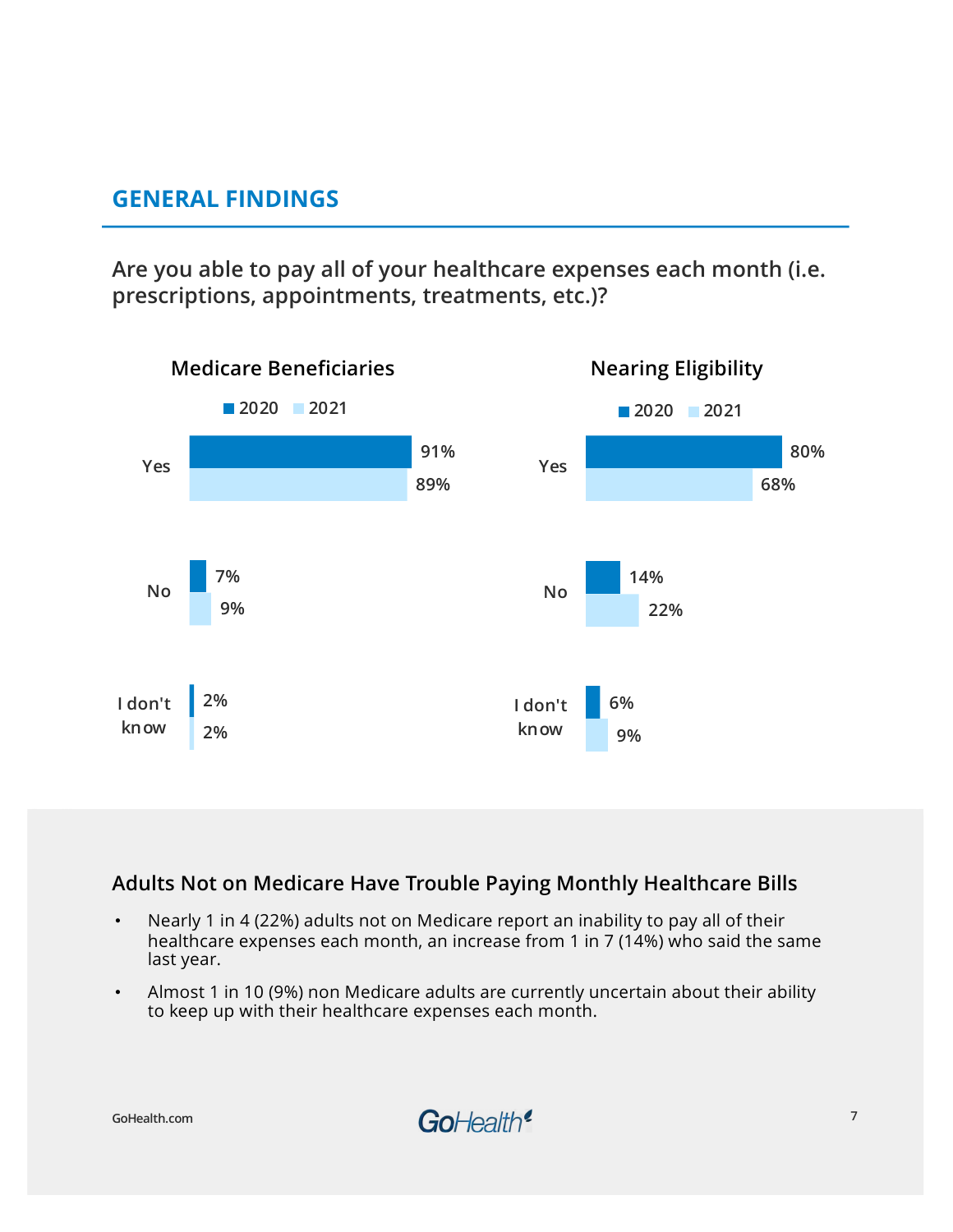## GENERAL FINDINGS

### Are you able to pay all of your healthcare expenses each month (i.e. prescriptions, appointments, treatments, etc.)?

**Medicare Beneficiaries**

| | 2020 | 2021 |
|---|---|---|
| Yes | 91% | 89% |
| No | 7% | 9% |
| I don't know | 2% | 2% |

**Nearing Eligibility**

| | 2020 | 2021 |
|---|---|---|
| Yes | 80% | 68% |
| No | 14% | 22% |
| I don't know | 6% | 9% |

### Adults Not on Medicare Have Trouble Paying Monthly Healthcare Bills

- Nearly 1 in 4 (22%) adults not on Medicare report an inability to pay all of their healthcare expenses each month, an increase from 1 in 7 (14%) who said the same last year.
- Almost 1 in 10 (9%) non Medicare adults are currently uncertain about their ability to keep up with their healthcare expenses each month.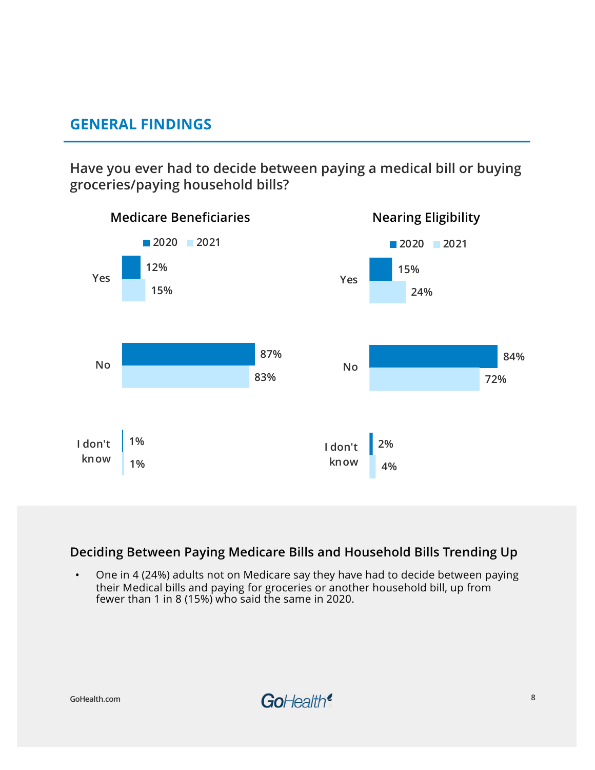## GENERAL FINDINGS

### Have you ever had to decide between paying a medical bill or buying groceries/paying household bills?

**Medicare Beneficiaries**

| | 2020 | 2021 |
|---|---|---|
| Yes | 12% | 15% |
| No | 87% | 83% |
| I don't know | 1% | 1% |

**Nearing Eligibility**

| | 2020 | 2021 |
|---|---|---|
| Yes | 15% | 24% |
| No | 84% | 72% |
| I don't know | 2% | 4% |

### Deciding Between Paying Medicare Bills and Household Bills Trending Up

- One in 4 (24%) adults not on Medicare say they have had to decide between paying their Medical bills and paying for groceries or another household bill, up from fewer than 1 in 8 (15%) who said the same in 2020.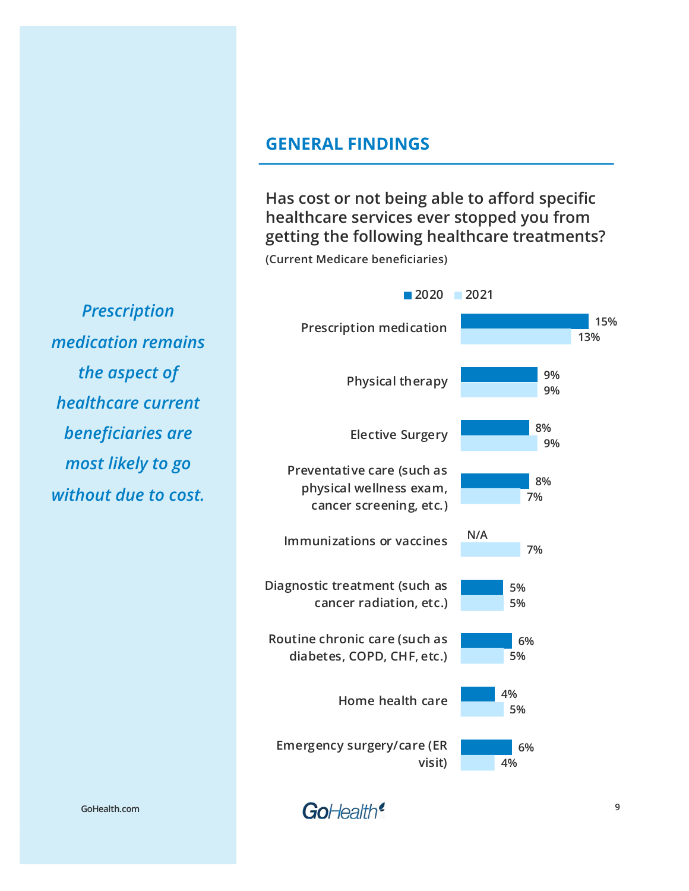*Prescription medication remains the aspect of healthcare current beneficiaries are most likely to go without due to cost.*

## GENERAL FINDINGS

### Has cost or not being able to afford specific healthcare services ever stopped you from getting the following healthcare treatments?

**(Current Medicare beneficiaries)**

| Treatment | 2020 | 2021 |
|---|---|---|
| Prescription medication | 15% | 13% |
| Physical therapy | 9% | 9% |
| Elective Surgery | 8% | 9% |
| Preventative care (such as physical wellness exam, cancer screening, etc.) | 8% | 7% |
| Immunizations or vaccines | N/A | 7% |
| Diagnostic treatment (such as cancer radiation, etc.) | 5% | 5% |
| Routine chronic care (such as diabetes, COPD, CHF, etc.) | 6% | 5% |
| Home health care | 4% | 5% |
| Emergency surgery/care (ER visit) | 6% | 4% |

GoHealth.com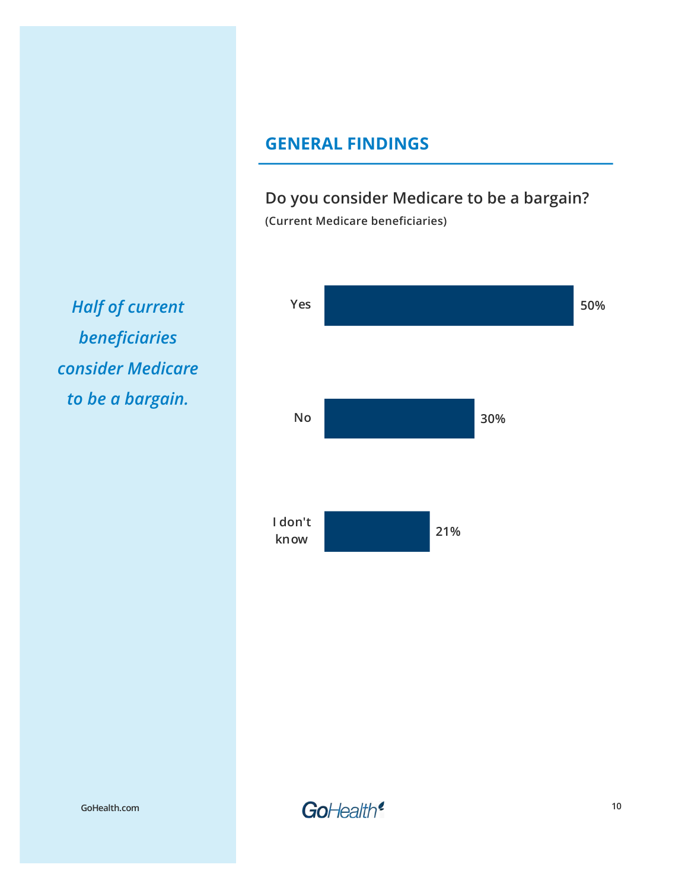*Half of current beneficiaries consider Medicare to be a bargain.*

## GENERAL FINDINGS

### Do you consider Medicare to be a bargain?

**(Current Medicare beneficiaries)**

| Response | Percentage |
|---|---|
| Yes | 50% |
| No | 30% |
| I don't know | 21% |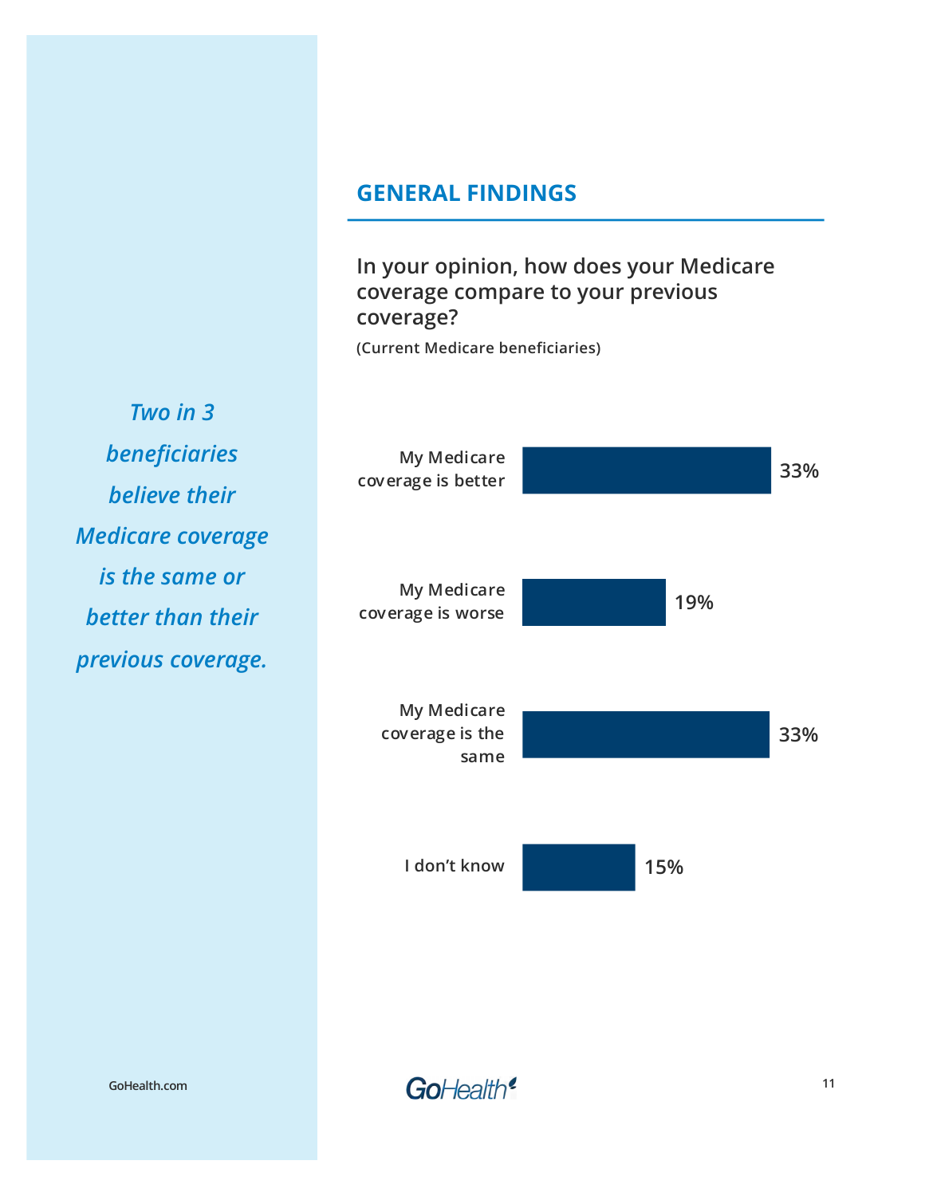*Two in 3 beneficiaries believe their Medicare coverage is the same or better than their previous coverage.*

## GENERAL FINDINGS

### In your opinion, how does your Medicare coverage compare to your previous coverage?

**(Current Medicare beneficiaries)**

| Response | Percentage |
| --- | --- |
| My Medicare coverage is better | 33% |
| My Medicare coverage is worse | 19% |
| My Medicare coverage is the same | 33% |
| I don't know | 15% |

GoHealth.com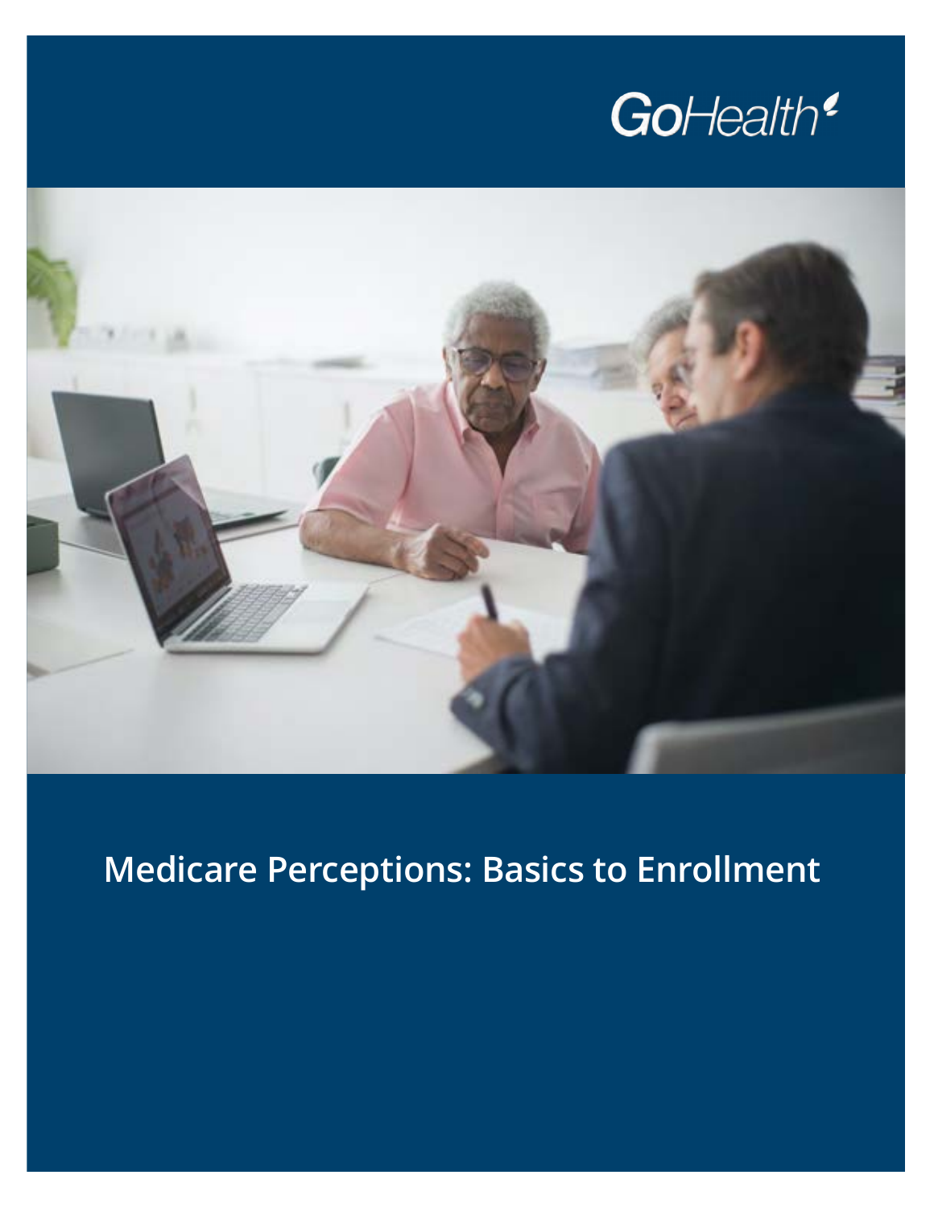GoHealth

# Medicare Perceptions: Basics to Enrollment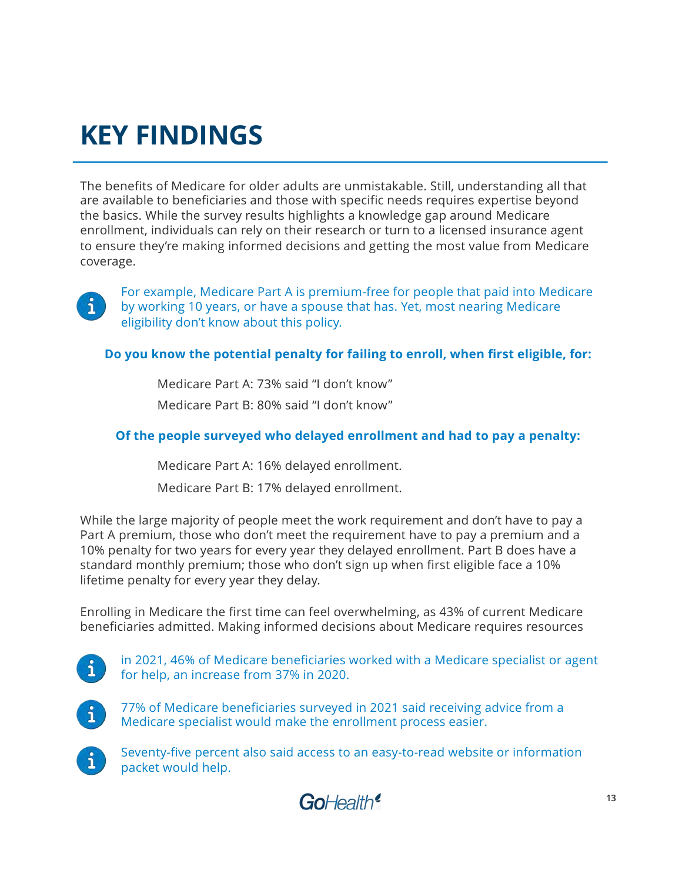# KEY FINDINGS

The benefits of Medicare for older adults are unmistakable. Still, understanding all that are available to beneficiaries and those with specific needs requires expertise beyond the basics. While the survey results highlights a knowledge gap around Medicare enrollment, individuals can rely on their research or turn to a licensed insurance agent to ensure they're making informed decisions and getting the most value from Medicare coverage.

For example, Medicare Part A is premium-free for people that paid into Medicare by working 10 years, or have a spouse that has. Yet, most nearing Medicare eligibility don't know about this policy.

**Do you know the potential penalty for failing to enroll, when first eligible, for:**

Medicare Part A: 73% said "I don't know"

Medicare Part B: 80% said "I don't know"

**Of the people surveyed who delayed enrollment and had to pay a penalty:**

Medicare Part A: 16% delayed enrollment.

Medicare Part B: 17% delayed enrollment.

While the large majority of people meet the work requirement and don't have to pay a Part A premium, those who don't meet the requirement have to pay a premium and a 10% penalty for two years for every year they delayed enrollment. Part B does have a standard monthly premium; those who don't sign up when first eligible face a 10% lifetime penalty for every year they delay.

Enrolling in Medicare the first time can feel overwhelming, as 43% of current Medicare beneficiaries admitted. Making informed decisions about Medicare requires resources

in 2021, 46% of Medicare beneficiaries worked with a Medicare specialist or agent for help, an increase from 37% in 2020.

77% of Medicare beneficiaries surveyed in 2021 said receiving advice from a Medicare specialist would make the enrollment process easier.

Seventy-five percent also said access to an easy-to-read website or information packet would help.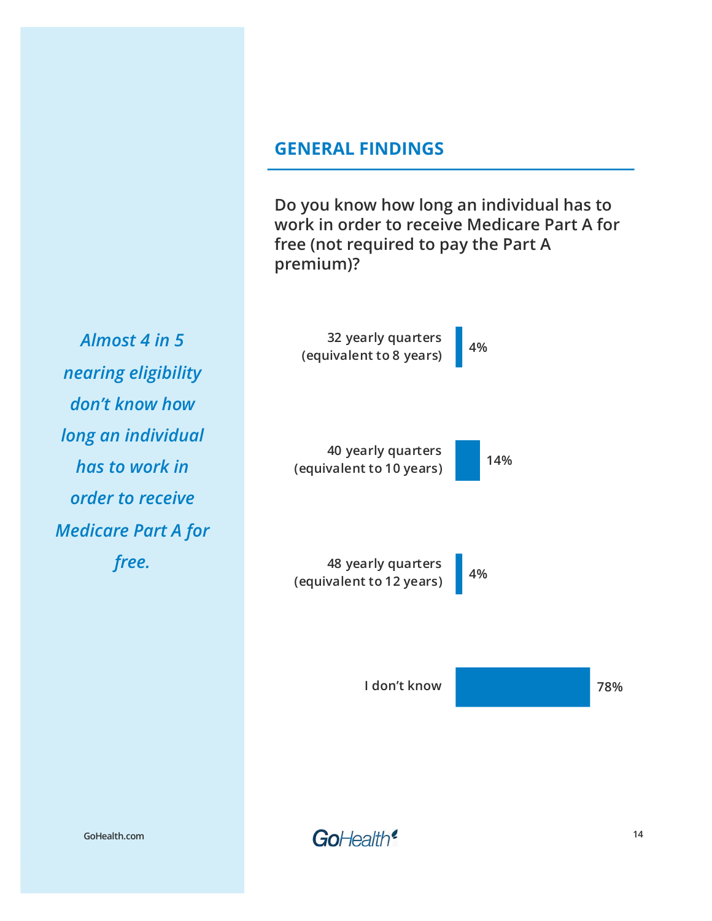## GENERAL FINDINGS

*Almost 4 in 5 nearing eligibility don't know how long an individual has to work in order to receive Medicare Part A for free.*

**Do you know how long an individual has to work in order to receive Medicare Part A for free (not required to pay the Part A premium)?**

| Response | Percentage |
| --- | --- |
| 32 yearly quarters (equivalent to 8 years) | 4% |
| 40 yearly quarters (equivalent to 10 years) | 14% |
| 48 yearly quarters (equivalent to 12 years) | 4% |
| I don't know | 78% |

GoHealth.com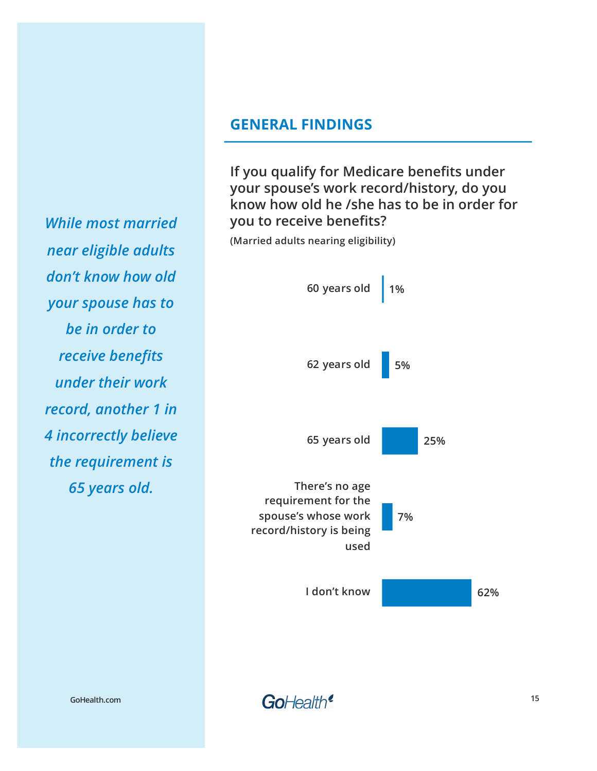*While most married near eligible adults don't know how old your spouse has to be in order to receive benefits under their work record, another 1 in 4 incorrectly believe the requirement is 65 years old.*

## GENERAL FINDINGS

### If you qualify for Medicare benefits under your spouse's work record/history, do you know how old he /she has to be in order for you to receive benefits?

**(Married adults nearing eligibility)**

| Response | Percentage |
|---|---|
| 60 years old | 1% |
| 62 years old | 5% |
| 65 years old | 25% |
| There's no age requirement for the spouse's whose work record/history is being used | 7% |
| I don't know | 62% |

GoHealth.com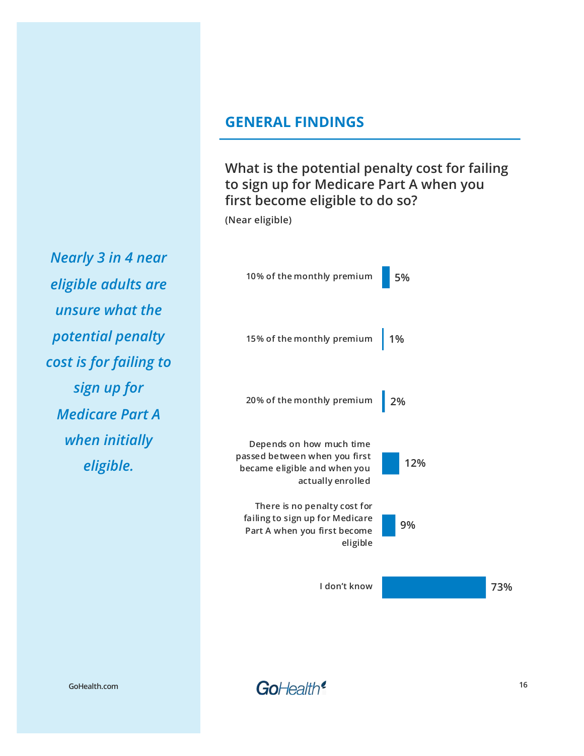*Nearly 3 in 4 near eligible adults are unsure what the potential penalty cost is for failing to sign up for Medicare Part A when initially eligible.*

## GENERAL FINDINGS

### What is the potential penalty cost for failing to sign up for Medicare Part A when you first become eligible to do so?

(Near eligible)

| Response | Percentage |
|---|---|
| 10% of the monthly premium | 5% |
| 15% of the monthly premium | 1% |
| 20% of the monthly premium | 2% |
| Depends on how much time passed between when you first became eligible and when you actually enrolled | 12% |
| There is no penalty cost for failing to sign up for Medicare Part A when you first become eligible | 9% |
| I don't know | 73% |

GoHealth.com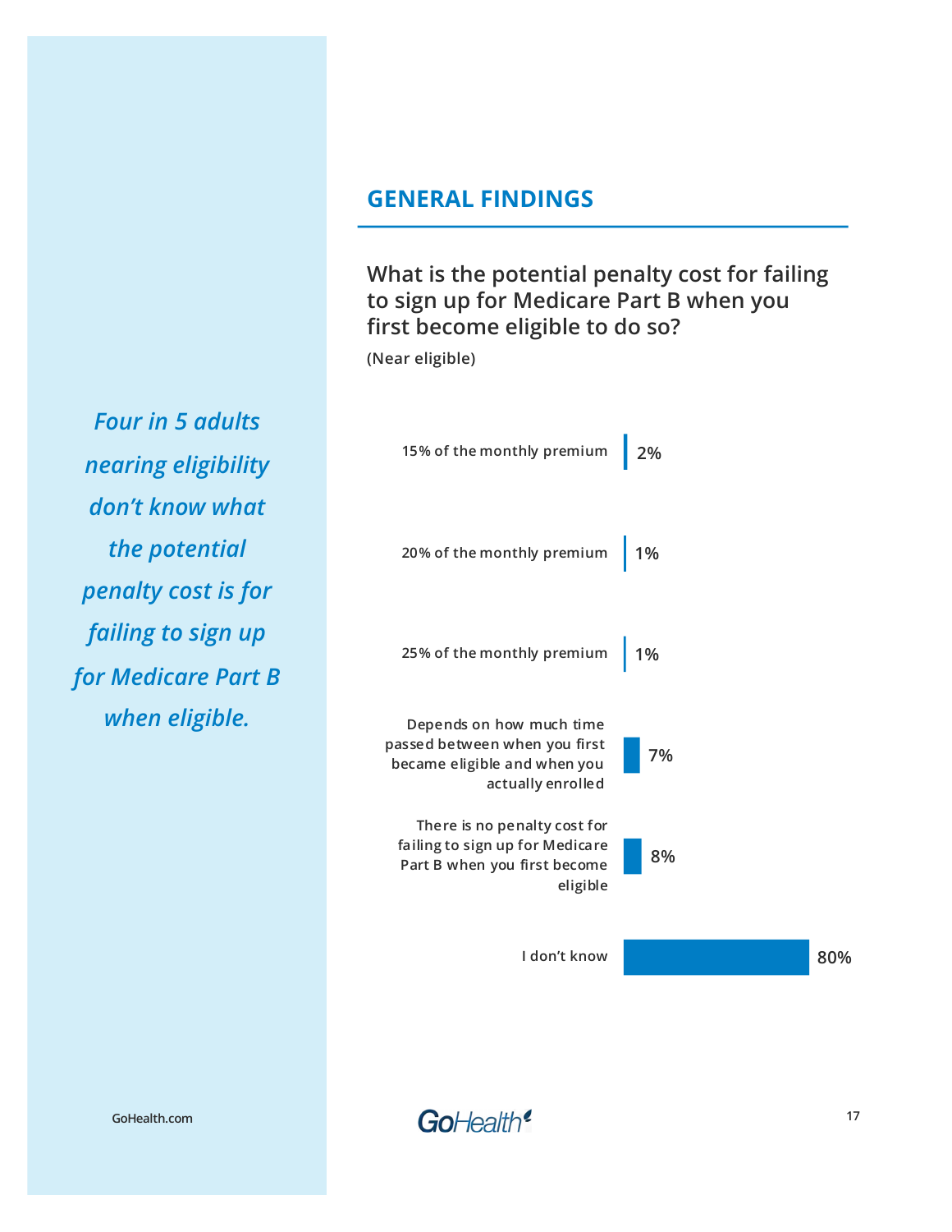*Four in 5 adults nearing eligibility don't know what the potential penalty cost is for failing to sign up for Medicare Part B when eligible.*

## GENERAL FINDINGS

### What is the potential penalty cost for failing to sign up for Medicare Part B when you first become eligible to do so?

(Near eligible)

| Response | % |
|---|---|
| 15% of the monthly premium | 2% |
| 20% of the monthly premium | 1% |
| 25% of the monthly premium | 1% |
| Depends on how much time passed between when you first became eligible and when you actually enrolled | 7% |
| There is no penalty cost for failing to sign up for Medicare Part B when you first become eligible | 8% |
| I don't know | 80% |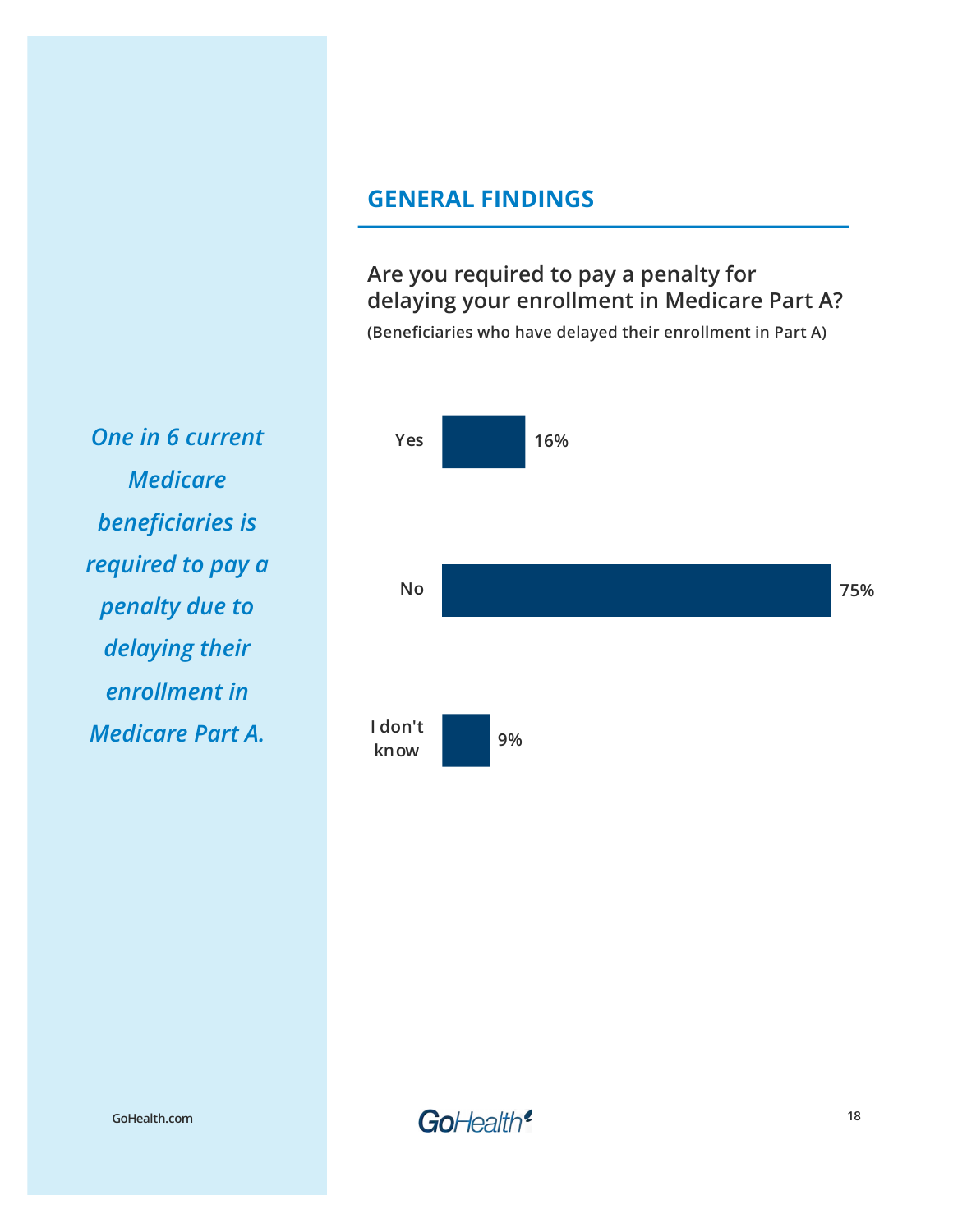*One in 6 current Medicare beneficiaries is required to pay a penalty due to delaying their enrollment in Medicare Part A.*

## GENERAL FINDINGS

### Are you required to pay a penalty for delaying your enrollment in Medicare Part A?

**(Beneficiaries who have delayed their enrollment in Part A)**

| Response | Percentage |
|---|---|
| Yes | 16% |
| No | 75% |
| I don't know | 9% |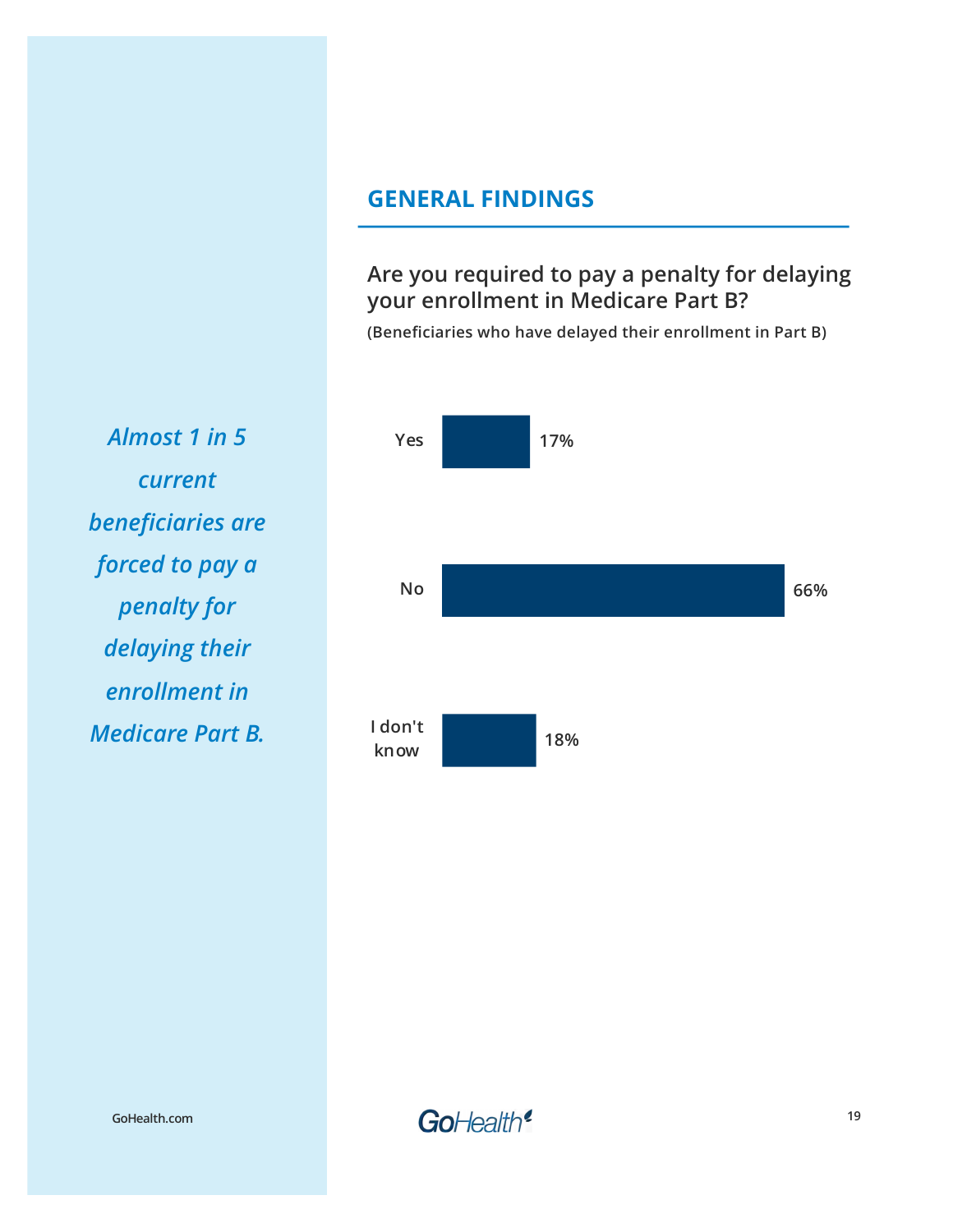*Almost 1 in 5 current beneficiaries are forced to pay a penalty for delaying their enrollment in Medicare Part B.*

## GENERAL FINDINGS

### Are you required to pay a penalty for delaying your enrollment in Medicare Part B?

**(Beneficiaries who have delayed their enrollment in Part B)**

| Response | Percentage |
|---|---|
| Yes | 17% |
| No | 66% |
| I don't know | 18% |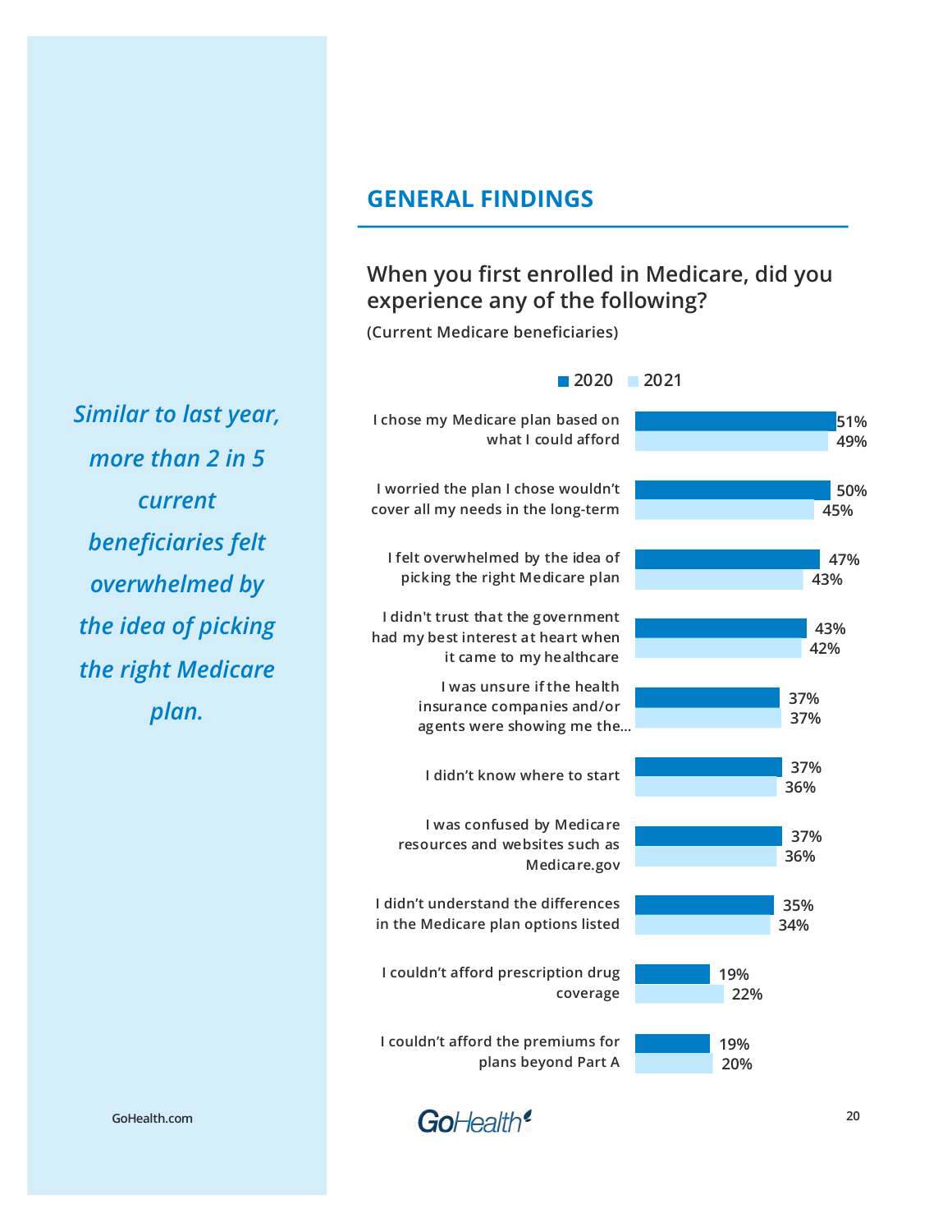*Similar to last year, more than 2 in 5 current beneficiaries felt overwhelmed by the idea of picking the right Medicare plan.*

## GENERAL FINDINGS

### When you first enrolled in Medicare, did you experience any of the following?

**(Current Medicare beneficiaries)**

| | 2020 | 2021 |
|---|---|---|
| I chose my Medicare plan based on what I could afford | 51% | 49% |
| I worried the plan I chose wouldn't cover all my needs in the long-term | 50% | 45% |
| I felt overwhelmed by the idea of picking the right Medicare plan | 47% | 43% |
| I didn't trust that the government had my best interest at heart when it came to my healthcare | 43% | 42% |
| I was unsure if the health insurance companies and/or agents were showing me the... | 37% | 37% |
| I didn't know where to start | 37% | 36% |
| I was confused by Medicare resources and websites such as Medicare.gov | 37% | 36% |
| I didn't understand the differences in the Medicare plan options listed | 35% | 34% |
| I couldn't afford prescription drug coverage | 19% | 22% |
| I couldn't afford the premiums for plans beyond Part A | 19% | 20% |

GoHealth.com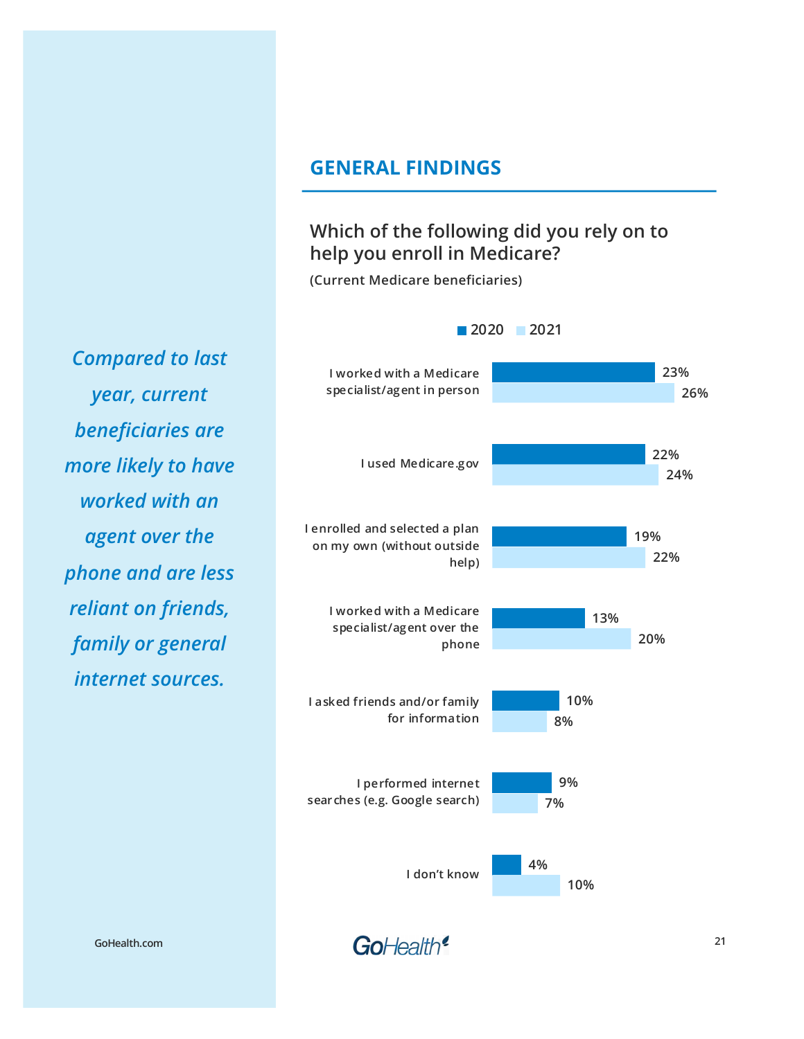*Compared to last year, current beneficiaries are more likely to have worked with an agent over the phone and are less reliant on friends, family or general internet sources.*

## GENERAL FINDINGS

### Which of the following did you rely on to help you enroll in Medicare?

**(Current Medicare beneficiaries)**

| | 2020 | 2021 |
|---|---|---|
| I worked with a Medicare specialist/agent in person | 23% | 26% |
| I used Medicare.gov | 22% | 24% |
| I enrolled and selected a plan on my own (without outside help) | 19% | 22% |
| I worked with a Medicare specialist/agent over the phone | 13% | 20% |
| I asked friends and/or family for information | 10% | 8% |
| I performed internet searches (e.g. Google search) | 9% | 7% |
| I don't know | 4% | 10% |

GoHealth.com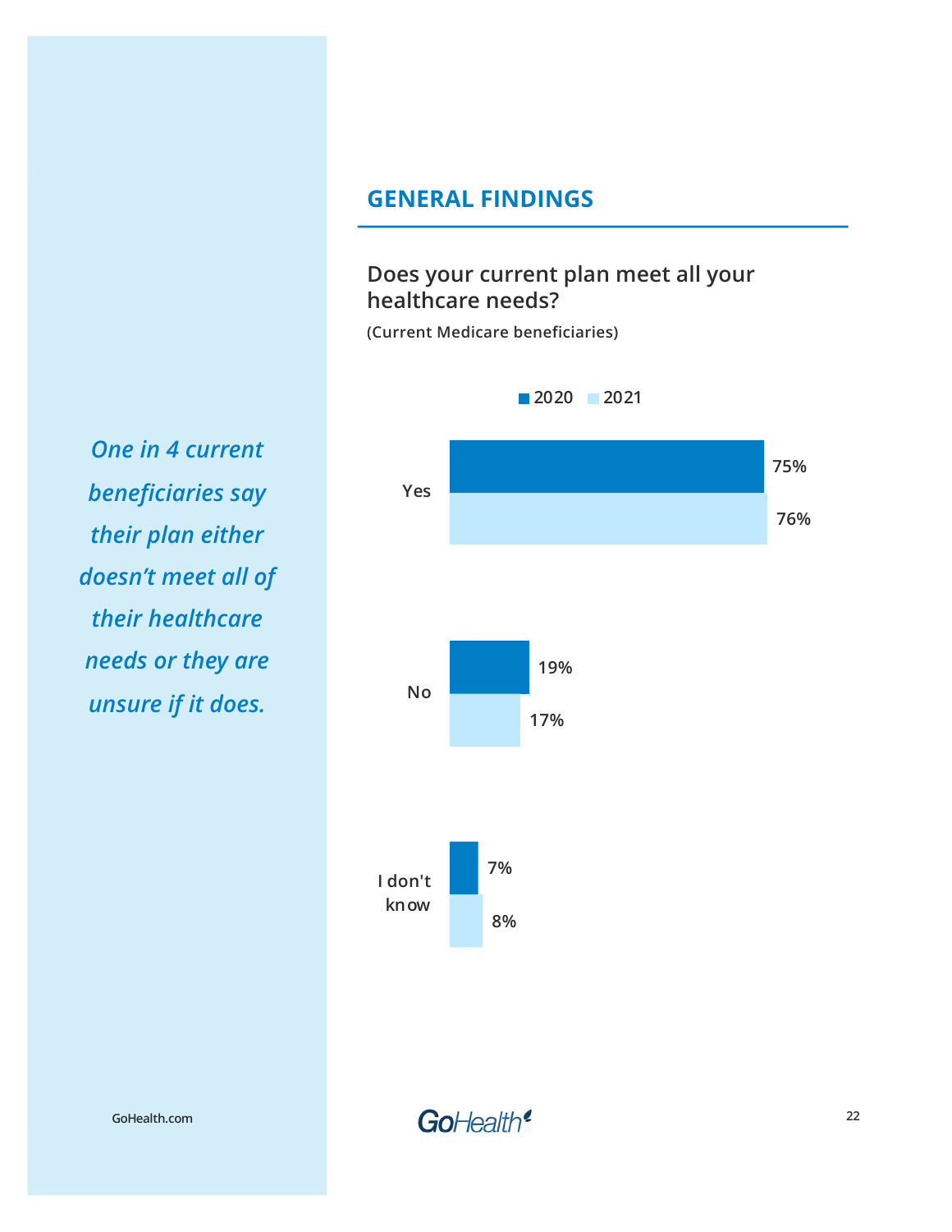*One in 4 current beneficiaries say their plan either doesn't meet all of their healthcare needs or they are unsure if it does.*

## GENERAL FINDINGS

### Does your current plan meet all your healthcare needs?

**(Current Medicare beneficiaries)**

| | 2020 | 2021 |
|---|---|---|
| Yes | 75% | 76% |
| No | 19% | 17% |
| I don't know | 7% | 8% |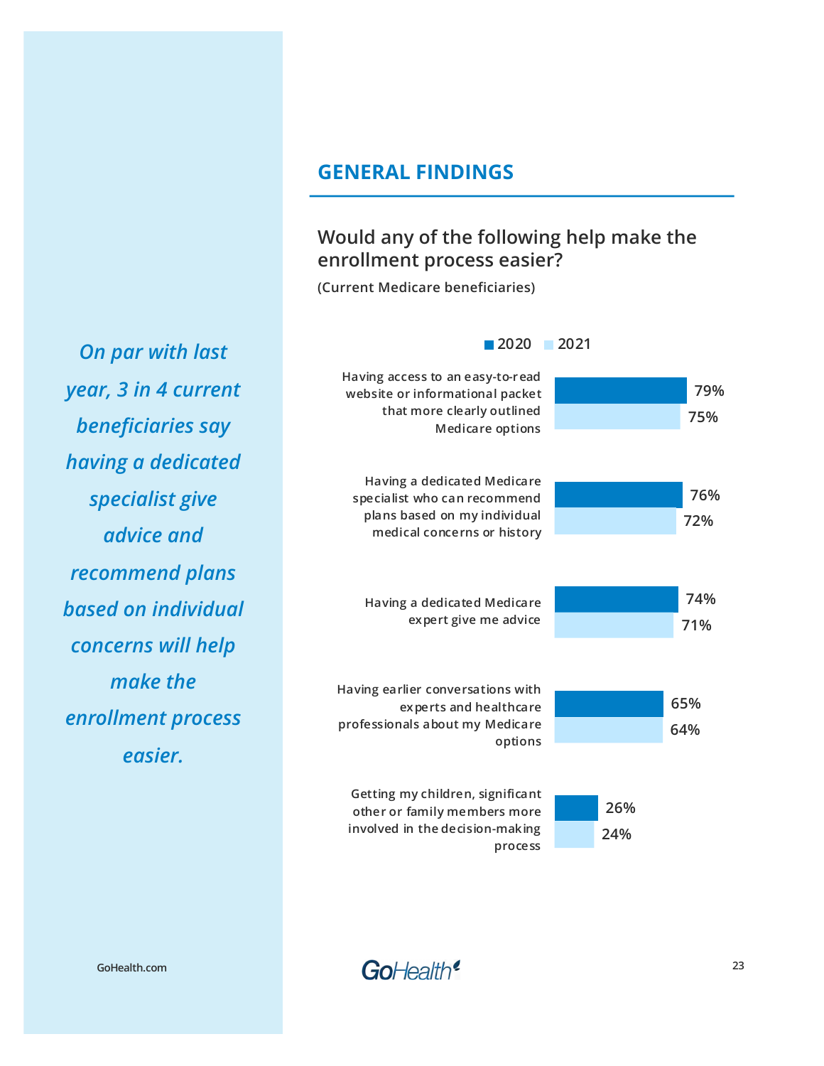*On par with last year, 3 in 4 current beneficiaries say having a dedicated specialist give advice and recommend plans based on individual concerns will help make the enrollment process easier.*

## GENERAL FINDINGS

### Would any of the following help make the enrollment process easier?

**(Current Medicare beneficiaries)**

| | 2020 | 2021 |
|---|---|---|
| Having access to an easy-to-read website or informational packet that more clearly outlined Medicare options | 79% | 75% |
| Having a dedicated Medicare specialist who can recommend plans based on my individual medical concerns or history | 76% | 72% |
| Having a dedicated Medicare expert give me advice | 74% | 71% |
| Having earlier conversations with experts and healthcare professionals about my Medicare options | 65% | 64% |
| Getting my children, significant other or family members more involved in the decision-making process | 26% | 24% |

GoHealth.com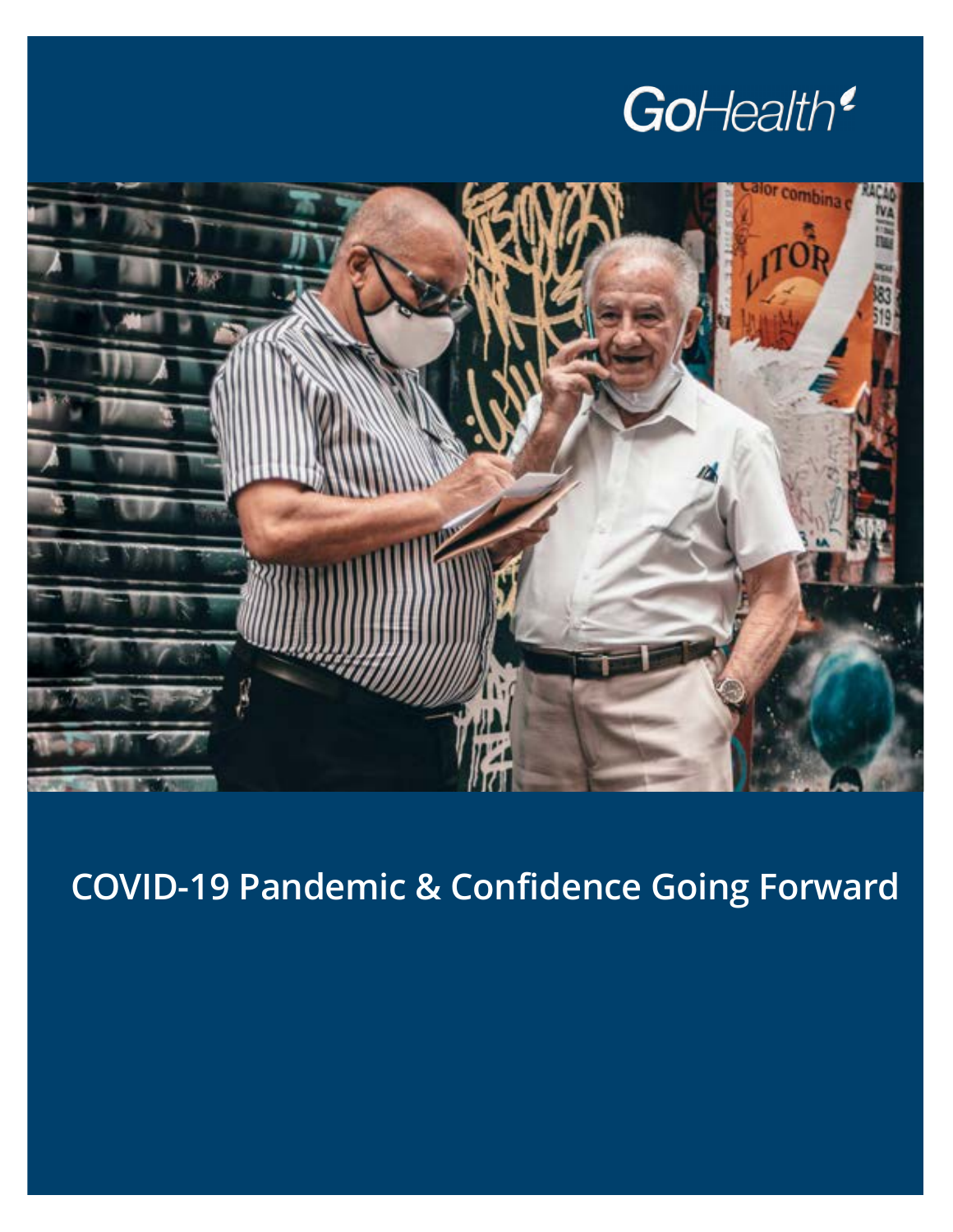GoHealth

# COVID-19 Pandemic & Confidence Going Forward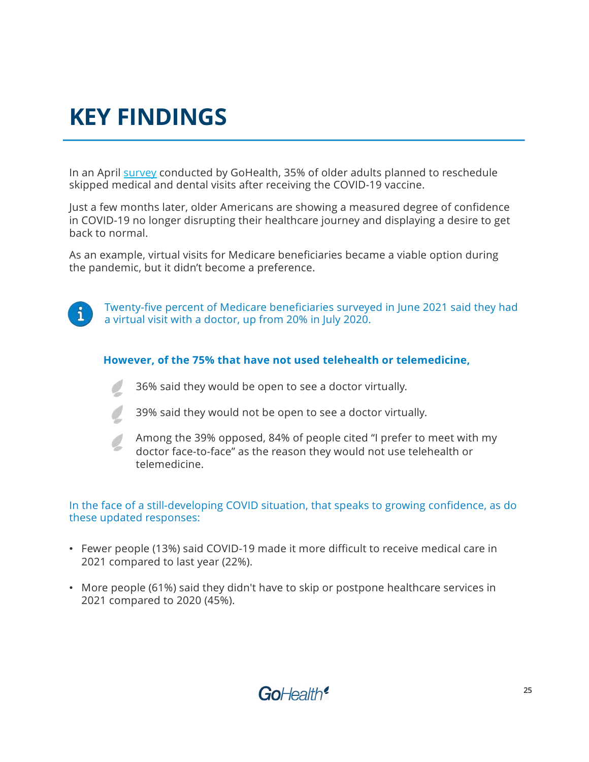# KEY FINDINGS

In an April survey conducted by GoHealth, 35% of older adults planned to reschedule skipped medical and dental visits after receiving the COVID-19 vaccine.

Just a few months later, older Americans are showing a measured degree of confidence in COVID-19 no longer disrupting their healthcare journey and displaying a desire to get back to normal.

As an example, virtual visits for Medicare beneficiaries became a viable option during the pandemic, but it didn't become a preference.

Twenty-five percent of Medicare beneficiaries surveyed in June 2021 said they had a virtual visit with a doctor, up from 20% in July 2020.

**However, of the 75% that have not used telehealth or telemedicine,**

- 36% said they would be open to see a doctor virtually.
- 39% said they would not be open to see a doctor virtually.
- Among the 39% opposed, 84% of people cited "I prefer to meet with my doctor face-to-face" as the reason they would not use telehealth or telemedicine.

In the face of a still-developing COVID situation, that speaks to growing confidence, as do these updated responses:

- Fewer people (13%) said COVID-19 made it more difficult to receive medical care in 2021 compared to last year (22%).
- More people (61%) said they didn't have to skip or postpone healthcare services in 2021 compared to 2020 (45%).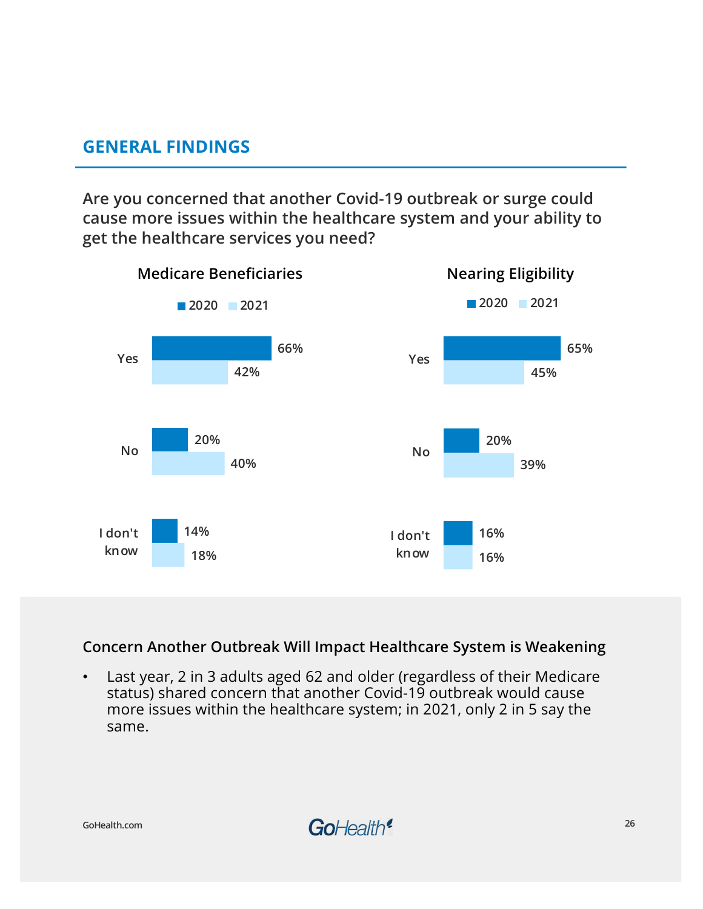## GENERAL FINDINGS

### Are you concerned that another Covid-19 outbreak or surge could cause more issues within the healthcare system and your ability to get the healthcare services you need?

**Medicare Beneficiaries**

| | 2020 | 2021 |
|---|---|---|
| Yes | 66% | 42% |
| No | 20% | 40% |
| I don't know | 14% | 18% |

**Nearing Eligibility**

| | 2020 | 2021 |
|---|---|---|
| Yes | 65% | 45% |
| No | 20% | 39% |
| I don't know | 16% | 16% |

**Concern Another Outbreak Will Impact Healthcare System is Weakening**

- Last year, 2 in 3 adults aged 62 and older (regardless of their Medicare status) shared concern that another Covid-19 outbreak would cause more issues within the healthcare system; in 2021, only 2 in 5 say the same.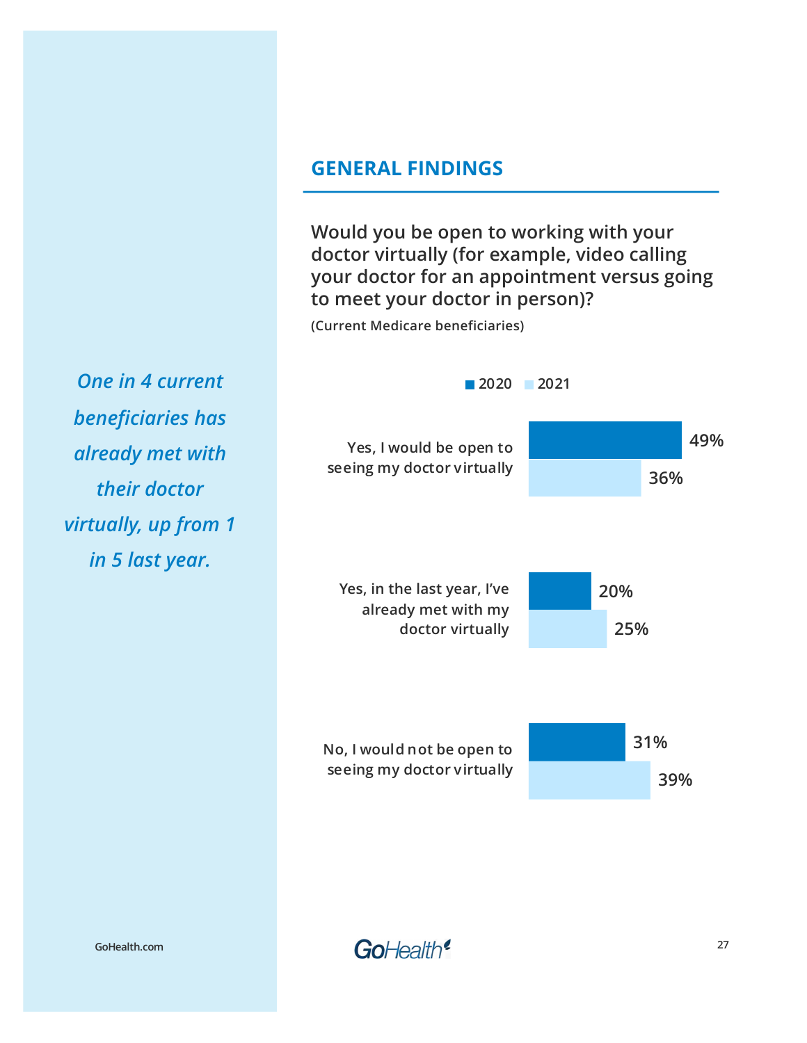*One in 4 current beneficiaries has already met with their doctor virtually, up from 1 in 5 last year.*

## GENERAL FINDINGS

**Would you be open to working with your doctor virtually (for example, video calling your doctor for an appointment versus going to meet your doctor in person)?**

**(Current Medicare beneficiaries)**

| | 2020 | 2021 |
|---|---|---|
| Yes, I would be open to seeing my doctor virtually | 49% | 36% |
| Yes, in the last year, I've already met with my doctor virtually | 20% | 25% |
| No, I would not be open to seeing my doctor virtually | 31% | 39% |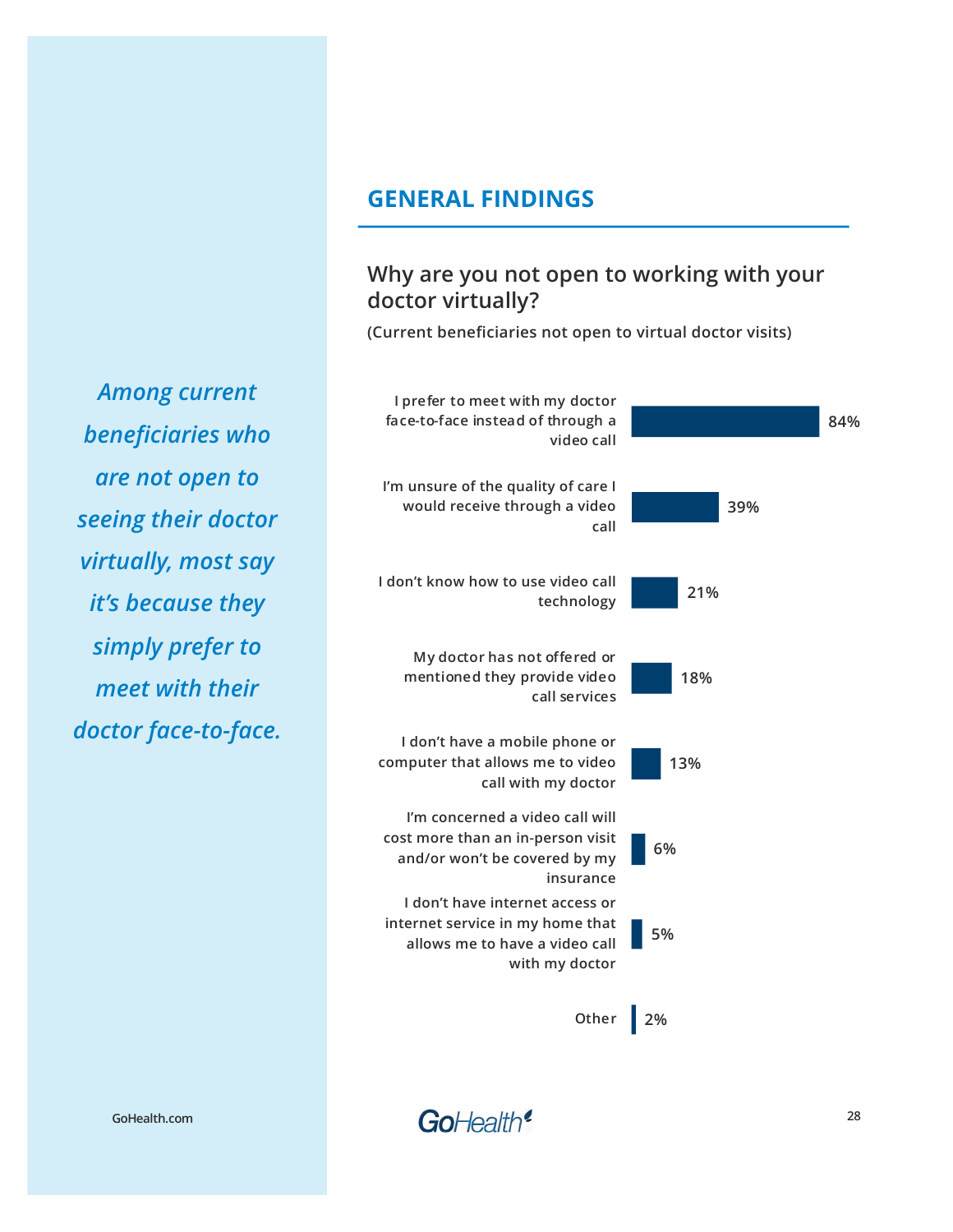## GENERAL FINDINGS

*Among current beneficiaries who are not open to seeing their doctor virtually, most say it's because they simply prefer to meet with their doctor face-to-face.*

### Why are you not open to working with your doctor virtually?

**(Current beneficiaries not open to virtual doctor visits)**

| Reason | Percentage |
|---|---|
| I prefer to meet with my doctor face-to-face instead of through a video call | 84% |
| I'm unsure of the quality of care I would receive through a video call | 39% |
| I don't know how to use video call technology | 21% |
| My doctor has not offered or mentioned they provide video call services | 18% |
| I don't have a mobile phone or computer that allows me to video call with my doctor | 13% |
| I'm concerned a video call will cost more than an in-person visit and/or won't be covered by my insurance | 6% |
| I don't have internet access or internet service in my home that allows me to have a video call with my doctor | 5% |
| Other | 2% |

GoHealth.com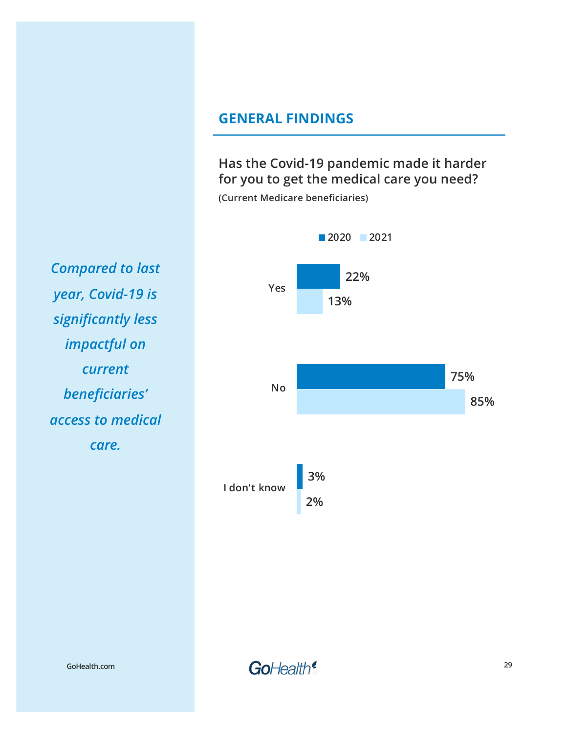*Compared to last year, Covid-19 is significantly less impactful on current beneficiaries' access to medical care.*

## GENERAL FINDINGS

**Has the Covid-19 pandemic made it harder for you to get the medical care you need?**

**(Current Medicare beneficiaries)**

| | 2020 | 2021 |
|---|---|---|
| Yes | 22% | 13% |
| No | 75% | 85% |
| I don't know | 3% | 2% |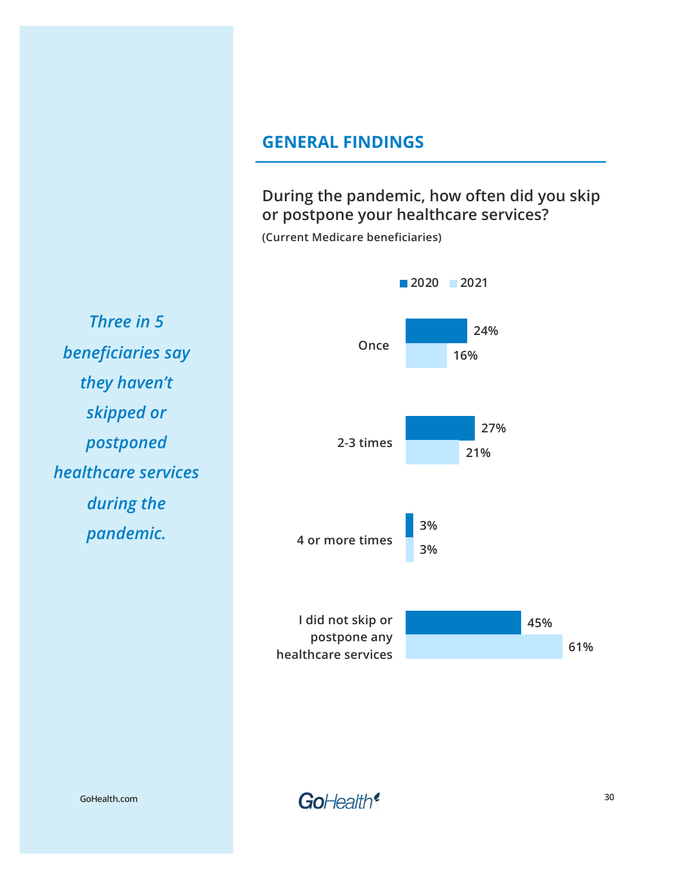*Three in 5 beneficiaries say they haven't skipped or postponed healthcare services during the pandemic.*

## GENERAL FINDINGS

### During the pandemic, how often did you skip or postpone your healthcare services?

**(Current Medicare beneficiaries)**

| | 2020 | 2021 |
|---|---|---|
| Once | 24% | 16% |
| 2-3 times | 27% | 21% |
| 4 or more times | 3% | 3% |
| I did not skip or postpone any healthcare services | 45% | 61% |

GoHealth.com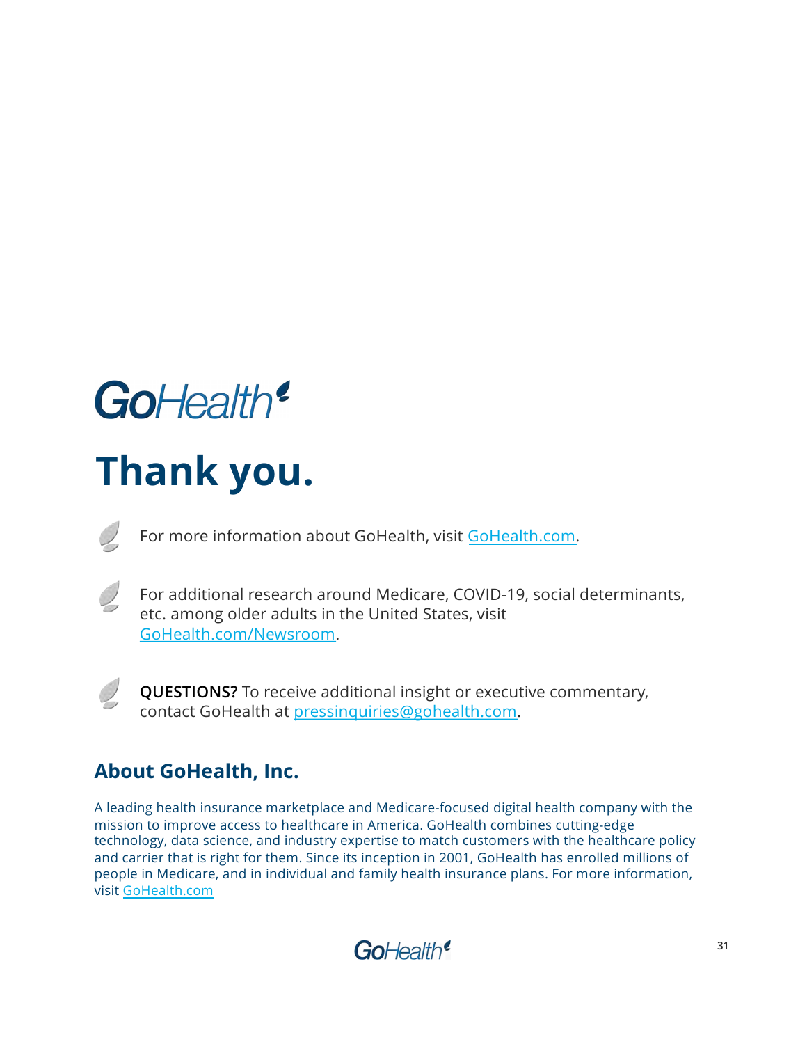GoHealth

# Thank you.

- For more information about GoHealth, visit GoHealth.com.
- For additional research around Medicare, COVID-19, social determinants, etc. among older adults in the United States, visit GoHealth.com/Newsroom.
- **QUESTIONS?** To receive additional insight or executive commentary, contact GoHealth at pressinquiries@gohealth.com.

## About GoHealth, Inc.

A leading health insurance marketplace and Medicare-focused digital health company with the mission to improve access to healthcare in America. GoHealth combines cutting-edge technology, data science, and industry expertise to match customers with the healthcare policy and carrier that is right for them. Since its inception in 2001, GoHealth has enrolled millions of people in Medicare, and in individual and family health insurance plans. For more information, visit GoHealth.com